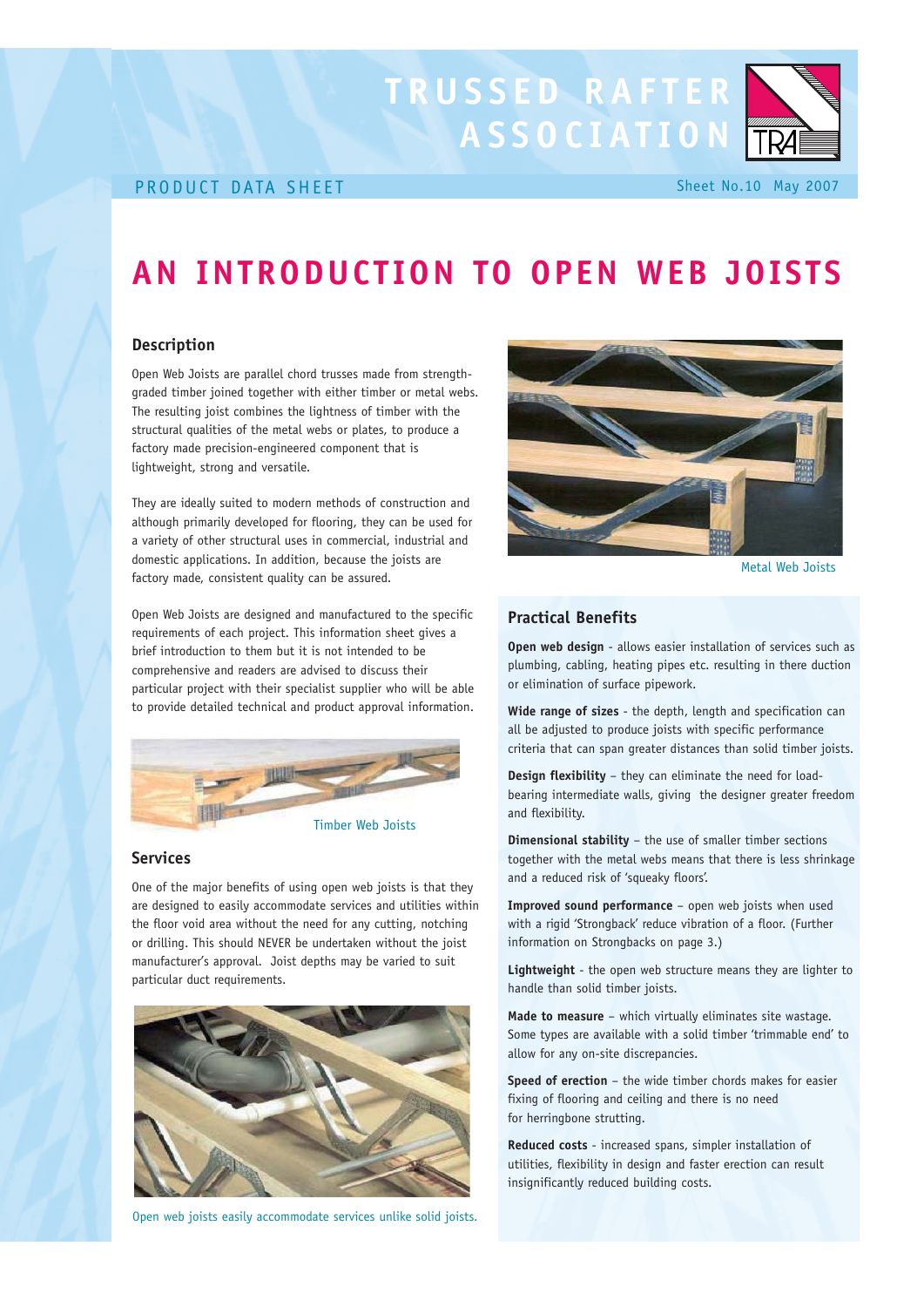# AN INTRODUCTION TO OPEN WEB JOISTS

PRODUCT DATA SHEET — Sheet No.10 May 2007

TRUSSED RAFTER ASSOCIATION

## Description

Open Web Joists are parallel chord trusses made from strength-graded timber joined together with either timber or metal webs. The resulting joist combines the lightness of timber with the structural qualities of the metal webs or plates, to produce a factory made precision-engineered component that is lightweight, strong and versatile.

They are ideally suited to modern methods of construction and although primarily developed for flooring, they can be used for a variety of other structural uses in commercial, industrial and domestic applications. In addition, because the joists are factory made, consistent quality can be assured.

Open Web Joists are designed and manufactured to the specific requirements of each project. This information sheet gives a brief introduction to them but it is not intended to be comprehensive and readers are advised to discuss their particular project with their specialist supplier who will be able to provide detailed technical and product approval information.

Timber Web Joists

## Services

One of the major benefits of using open web joists is that they are designed to easily accommodate services and utilities within the floor void area without the need for any cutting, notching or drilling. This should NEVER be undertaken without the joist manufacturer's approval. Joist depths may be varied to suit particular duct requirements.

Open web joists easily accommodate services unlike solid joists.

Metal Web Joists

## Practical Benefits

**Open web design** - allows easier installation of services such as plumbing, cabling, heating pipes etc. resulting in there duction or elimination of surface pipework.

**Wide range of sizes** - the depth, length and specification can all be adjusted to produce joists with specific performance criteria that can span greater distances than solid timber joists.

**Design flexibility** – they can eliminate the need for load-bearing intermediate walls, giving the designer greater freedom and flexibility.

**Dimensional stability** – the use of smaller timber sections together with the metal webs means that there is less shrinkage and a reduced risk of 'squeaky floors'.

**Improved sound performance** – open web joists when used with a rigid 'Strongback' reduce vibration of a floor. (Further information on Strongbacks on page 3.)

**Lightweight** - the open web structure means they are lighter to handle than solid timber joists.

**Made to measure** – which virtually eliminates site wastage. Some types are available with a solid timber 'trimmable end' to allow for any on-site discrepancies.

**Speed of erection** – the wide timber chords makes for easier fixing of flooring and ceiling and there is no need for herringbone strutting.

**Reduced costs** - increased spans, simpler installation of utilities, flexibility in design and faster erection can result insignificantly reduced building costs.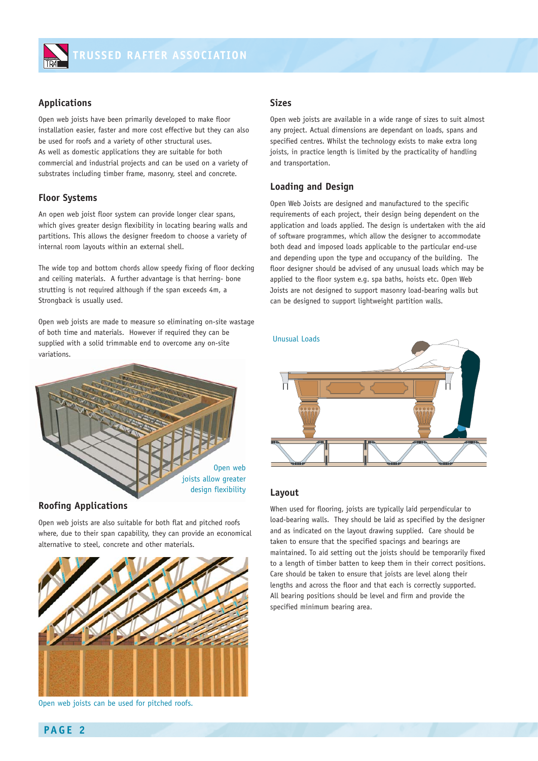## Applications

Open web joists have been primarily developed to make floor installation easier, faster and more cost effective but they can also be used for roofs and a variety of other structural uses.
As well as domestic applications they are suitable for both commercial and industrial projects and can be used on a variety of substrates including timber frame, masonry, steel and concrete.

## Floor Systems

An open web joist floor system can provide longer clear spans, which gives greater design flexibility in locating bearing walls and partitions. This allows the designer freedom to choose a variety of internal room layouts within an external shell.

The wide top and bottom chords allow speedy fixing of floor decking and ceiling materials. A further advantage is that herring- bone strutting is not required although if the span exceeds 4m, a Strongback is usually used.

Open web joists are made to measure so eliminating on-site wastage of both time and materials. However if required they can be supplied with a solid trimmable end to overcome any on-site variations.

Open web joists allow greater design flexibility

## Roofing Applications

Open web joists are also suitable for both flat and pitched roofs where, due to their span capability, they can provide an economical alternative to steel, concrete and other materials.

Open web joists can be used for pitched roofs.

## Sizes

Open web joists are available in a wide range of sizes to suit almost any project. Actual dimensions are dependant on loads, spans and specified centres. Whilst the technology exists to make extra long joists, in practice length is limited by the practicality of handling and transportation.

## Loading and Design

Open Web Joists are designed and manufactured to the specific requirements of each project, their design being dependent on the application and loads applied. The design is undertaken with the aid of software programmes, which allow the designer to accommodate both dead and imposed loads applicable to the particular end-use and depending upon the type and occupancy of the building. The floor designer should be advised of any unusual loads which may be applied to the floor system e.g. spa baths, hoists etc. Open Web Joists are not designed to support masonry load-bearing walls but can be designed to support lightweight partition walls.

Unusual Loads

## Layout

When used for flooring, joists are typically laid perpendicular to load-bearing walls. They should be laid as specified by the designer and as indicated on the layout drawing supplied. Care should be taken to ensure that the specified spacings and bearings are maintained. To aid setting out the joists should be temporarily fixed to a length of timber batten to keep them in their correct positions. Care should be taken to ensure that joists are level along their lengths and across the floor and that each is correctly supported. All bearing positions should be level and firm and provide the specified minimum bearing area.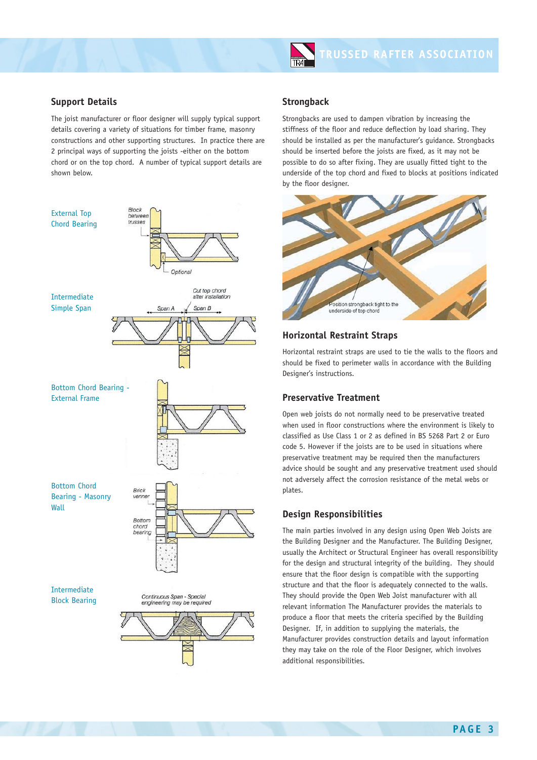## Support Details

The joist manufacturer or floor designer will supply typical support details covering a variety of situations for timber frame, masonry constructions and other supporting structures. In practice there are 2 principal ways of supporting the joists -either on the bottom chord or on the top chord. A number of typical support details are shown below.

External Top Chord Bearing

Block between trusses

Optional

Intermediate Simple Span

Cut top chord after installation

Span A

Span B

Bottom Chord Bearing - External Frame

Bottom Chord Bearing - Masonry Wall

Brick venner

Bottom chord bearing

Intermediate Block Bearing

Continuous Span - Special engineering may be required

## Strongback

Strongbacks are used to dampen vibration by increasing the stiffness of the floor and reduce deflection by load sharing. They should be installed as per the manufacturer's guidance. Strongbacks should be inserted before the joists are fixed, as it may not be possible to do so after fixing. They are usually fitted tight to the underside of the top chord and fixed to blocks at positions indicated by the floor designer.

Position strongback tight to the underside of top chord

## Horizontal Restraint Straps

Horizontal restraint straps are used to tie the walls to the floors and should be fixed to perimeter walls in accordance with the Building Designer's instructions.

## Preservative Treatment

Open web joists do not normally need to be preservative treated when used in floor constructions where the environment is likely to classified as Use Class 1 or 2 as defined in BS 5268 Part 2 or Euro code 5. However if the joists are to be used in situations where preservative treatment may be required then the manufacturers advice should be sought and any preservative treatment used should not adversely affect the corrosion resistance of the metal webs or plates.

## Design Responsibilities

The main parties involved in any design using Open Web Joists are the Building Designer and the Manufacturer. The Building Designer, usually the Architect or Structural Engineer has overall responsibility for the design and structural integrity of the building. They should ensure that the floor design is compatible with the supporting structure and that the floor is adequately connected to the walls. They should provide the Open Web Joist manufacturer with all relevant information The Manufacturer provides the materials to produce a floor that meets the criteria specified by the Building Designer. If, in addition to supplying the materials, the Manufacturer provides construction details and layout information they may take on the role of the Floor Designer, which involves additional responsibilities.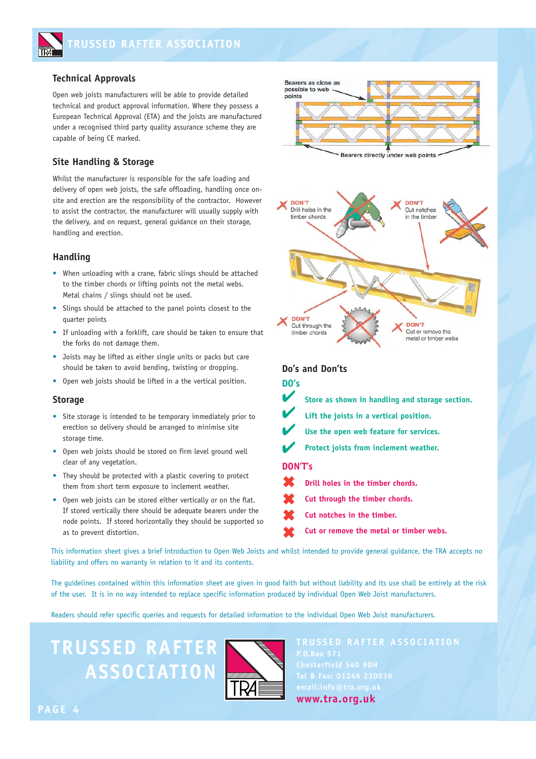## Technical Approvals

Open web joists manufacturers will be able to provide detailed technical and product approval information. Where they possess a European Technical Approval (ETA) and the joists are manufactured under a recognised third party quality assurance scheme they are capable of being CE marked.

## Site Handling & Storage

Whilst the manufacturer is responsible for the safe loading and delivery of open web joists, the safe offloading, handling once on-site and erection are the responsibility of the contractor. However to assist the contractor, the manufacturer will usually supply with the delivery, and on request, general guidance on their storage, handling and erection.

## Handling

- When unloading with a crane, fabric slings should be attached to the timber chords or lifting points not the metal webs. Metal chains / slings should not be used.
- Slings should be attached to the panel points closest to the quarter points
- If unloading with a forklift, care should be taken to ensure that the forks do not damage them.
- Joists may be lifted as either single units or packs but care should be taken to avoid bending, twisting or dropping.
- Open web joists should be lifted in a the vertical position.

## Storage

- Site storage is intended to be temporary immediately prior to erection so delivery should be arranged to minimise site storage time.
- Open web joists should be stored on firm level ground well clear of any vegetation.
- They should be protected with a plastic covering to protect them from short term exposure to inclement weather.
- Open web joists can be stored either vertically or on the flat. If stored vertically there should be adequate bearers under the node points. If stored horizontally they should be supported so as to prevent distortion.

Bearers as close as possible to web points

Bearers directly under web points

DON'T Drill holes in the timber chords

DON'T Cut notches in the timber

DON'T Cut through the timber chords

DON'T Cut or remove the metal or timber webs

## Do's and Don'ts

### DO's

- ✔ Store as shown in handling and storage section.
- ✔ Lift the joists in a vertical position.
- ✔ Use the open web feature for services.
- ✔ Protect joists from inclement weather.

### DON'T's

- ✖ Drill holes in the timber chords.
- ✖ Cut through the timber chords.
- ✖ Cut notches in the timber.
- ✖ Cut or remove the metal or timber webs.

This information sheet gives a brief introduction to Open Web Joists and whilst intended to provide general guidance, the TRA accepts no liability and offers no warranty in relation to it and its contents.

The guidelines contained within this information sheet are given in good faith but without liability and its use shall be entirely at the risk of the user. It is in no way intended to replace specific information produced by individual Open Web Joist manufacturers.

Readers should refer specific queries and requests for detailed information to the individual Open Web Joist manufacturers.

**TRUSSED RAFTER ASSOCIATION**

TRUSSED RAFTER ASSOCIATION
P.O.Box 571
Chesterfield S40 9DH
Tel & Fax: 01246 230036
email:info@tra.org.uk
**www.tra.org.uk**